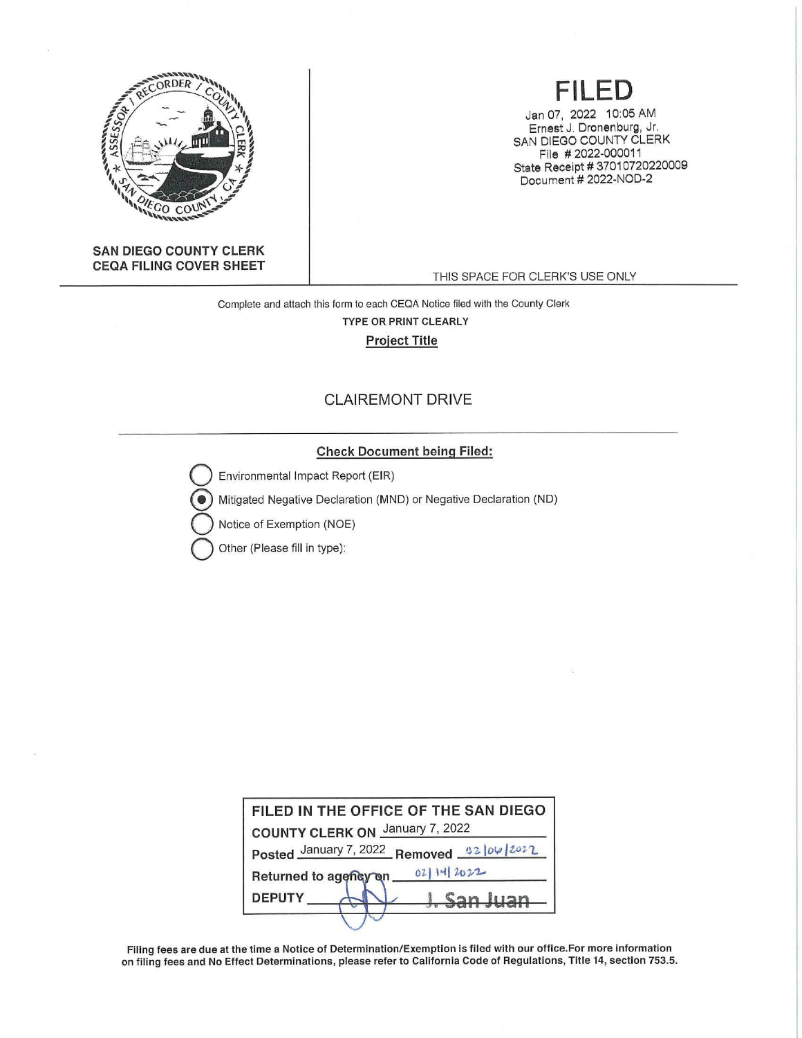SAN DIEGO COUNTY CLERK
CEQA FILING COVER SHEET

# FILED

Jan 07, 2022 10:05 AM
Ernest J. Dronenburg, Jr.
SAN DIEGO COUNTY CLERK
File # 2022-000011
State Receipt # 37010720220009
Document # 2022-NOD-2

THIS SPACE FOR CLERK'S USE ONLY

Complete and attach this form to each CEQA Notice filed with the County Clerk

**TYPE OR PRINT CLEARLY**

**Project Title**

CLAIREMONT DRIVE

**Check Document being Filed:**

- ○ Environmental Impact Report (EIR)
- ● Mitigated Negative Declaration (MND) or Negative Declaration (ND)
- ○ Notice of Exemption (NOE)
- ○ Other (Please fill in type):

**FILED IN THE OFFICE OF THE SAN DIEGO COUNTY CLERK ON** January 7, 2022

**Posted** January 7, 2022 **Removed** 02/06/2022

**Returned to agency on** 02/14/2022

**DEPUTY** J. San Juan

**Filing fees are due at the time a Notice of Determination/Exemption is filed with our office.For more information on filing fees and No Effect Determinations, please refer to California Code of Regulations, Title 14, section 753.5.**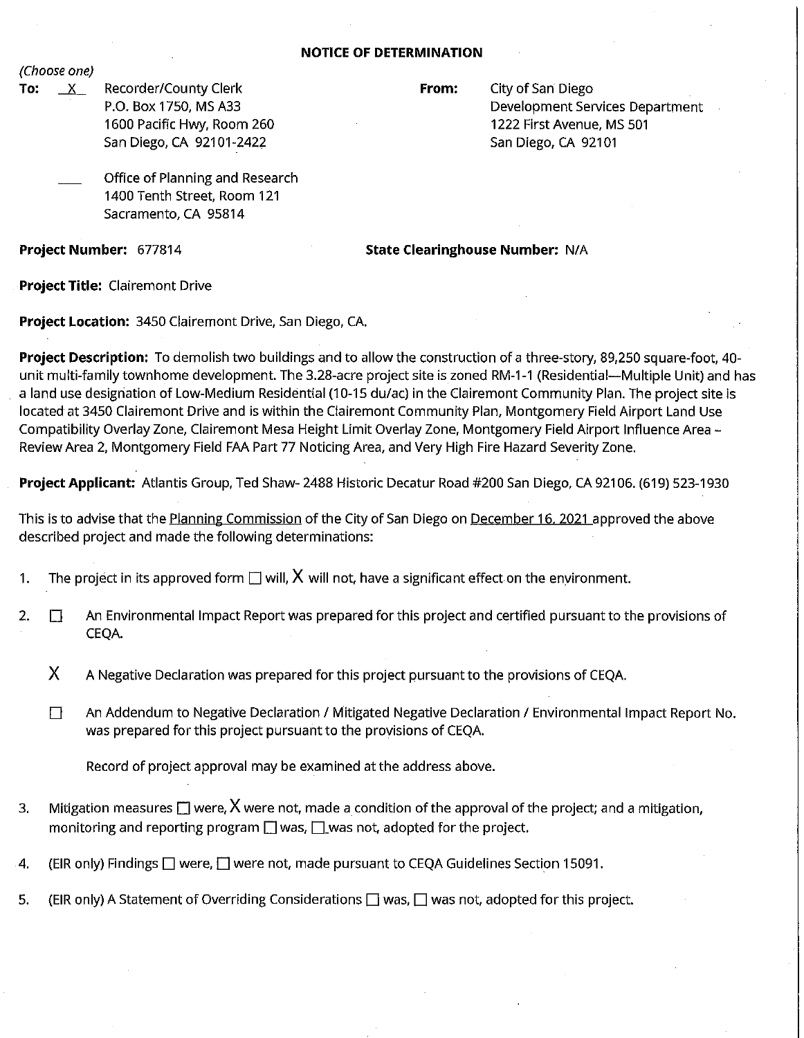## NOTICE OF DETERMINATION

*(Choose one)*

**To:** \_X\_ Recorder/County Clerk
P.O. Box 1750, MS A33
1600 Pacific Hwy, Room 260
San Diego, CA 92101-2422

\_\_\_ Office of Planning and Research
1400 Tenth Street, Room 121
Sacramento, CA 95814

**From:** City of San Diego
Development Services Department
1222 First Avenue, MS 501
San Diego, CA 92101

**Project Number:** 677814

**State Clearinghouse Number:** N/A

**Project Title:** Clairemont Drive

**Project Location:** 3450 Clairemont Drive, San Diego, CA.

**Project Description:** To demolish two buildings and to allow the construction of a three-story, 89,250 square-foot, 40-unit multi-family townhome development. The 3.28-acre project site is zoned RM-1-1 (Residential—Multiple Unit) and has a land use designation of Low-Medium Residential (10-15 du/ac) in the Clairemont Community Plan. The project site is located at 3450 Clairemont Drive and is within the Clairemont Community Plan, Montgomery Field Airport Land Use Compatibility Overlay Zone, Clairemont Mesa Height Limit Overlay Zone, Montgomery Field Airport Influence Area – Review Area 2, Montgomery Field FAA Part 77 Noticing Area, and Very High Fire Hazard Severity Zone.

**Project Applicant:** Atlantis Group, Ted Shaw- 2488 Historic Decatur Road #200 San Diego, CA 92106. (619) 523-1930

This is to advise that the Planning Commission of the City of San Diego on December 16, 2021 approved the above described project and made the following determinations:

1. The project in its approved form ☐ will, X will not, have a significant effect on the environment.

2. ☐ An Environmental Impact Report was prepared for this project and certified pursuant to the provisions of CEQA.

   X A Negative Declaration was prepared for this project pursuant to the provisions of CEQA.

   ☐ An Addendum to Negative Declaration / Mitigated Negative Declaration / Environmental Impact Report No. was prepared for this project pursuant to the provisions of CEQA.

   Record of project approval may be examined at the address above.

3. Mitigation measures ☐ were, X were not, made a condition of the approval of the project; and a mitigation, monitoring and reporting program ☐ was, ☐ was not, adopted for the project.

4. (EIR only) Findings ☐ were, ☐ were not, made pursuant to CEQA Guidelines Section 15091.

5. (EIR only) A Statement of Overriding Considerations ☐ was, ☐ was not, adopted for this project.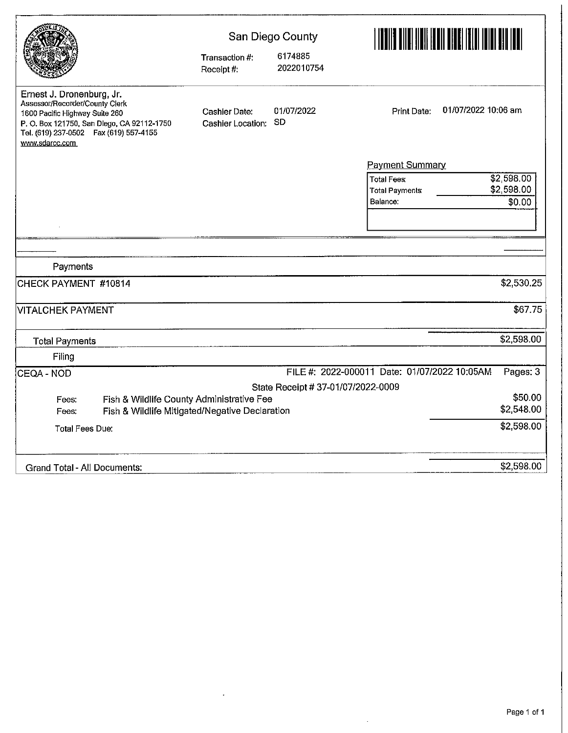San Diego County

Transaction #: 6174885
Receipt #: 2022010754

Ernest J. Dronenburg, Jr.
Assessor/Recorder/County Clerk
1600 Pacific Highway Suite 260
P. O. Box 121750, San Diego, CA 92112-1750
Tel. (619) 237-0502 Fax (619) 557-4155
www.sdarcc.com

Cashier Date: 01/07/2022
Cashier Location: SD

Print Date: 01/07/2022 10:06 am

**Payment Summary**

| | |
|---|---|
| Total Fees: | $2,598.00 |
| Total Payments: | $2,598.00 |
| Balance: | $0.00 |

**Payments**

| | |
|---|---|
| CHECK PAYMENT #10814 | $2,530.25 |
| VITALCHEK PAYMENT | $67.75 |
| Total Payments | $2,598.00 |

**Filing**

CEQA - NOD — FILE #: 2022-000011 Date: 01/07/2022 10:05AM Pages: 3

State Receipt # 37-01/07/2022-0009

| | | |
|---|---|---|
| Fees: | Fish & Wildlife County Administrative Fee | $50.00 |
| Fees: | Fish & Wildlife Mitigated/Negative Declaration | $2,548.00 |
| Total Fees Due: | | $2,598.00 |

Grand Total - All Documents: $2,598.00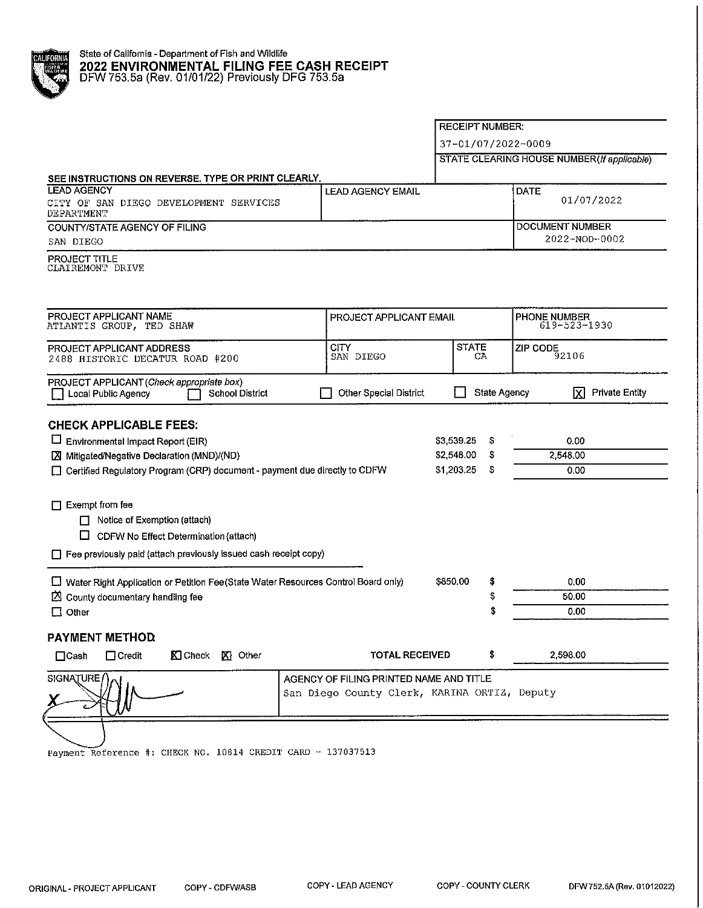State of California - Department of Fish and Wildlife

# 2022 ENVIRONMENTAL FILING FEE CASH RECEIPT

DFW 753.5a (Rev. 01/01/22) Previously DFG 753.5a

| | |
|---|---|
| RECEIPT NUMBER: | 37-01/07/2022-0009 |
| STATE CLEARING HOUSE NUMBER *(If applicable)* | |

**SEE INSTRUCTIONS ON REVERSE. TYPE OR PRINT CLEARLY.**

| LEAD AGENCY | LEAD AGENCY EMAIL | DATE |
|---|---|---|
| CITY OF SAN DIEGO DEVELOPMENT SERVICES DEPARTMENT | | 01/07/2022 |

| COUNTY/STATE AGENCY OF FILING | DOCUMENT NUMBER |
|---|---|
| SAN DIEGO | 2022-NOD-0002 |

PROJECT TITLE
CLAIREMONT DRIVE

| PROJECT APPLICANT NAME | PROJECT APPLICANT EMAIL | PHONE NUMBER |
|---|---|---|
| ATLANTIS GROUP, TED SHAW | | 619-523-1930 |

| PROJECT APPLICANT ADDRESS | CITY | STATE | ZIP CODE |
|---|---|---|---|
| 2488 HISTORIC DECATUR ROAD #200 | SAN DIEGO | CA | 92106 |

PROJECT APPLICANT *(Check appropriate box)*
☐ Local Public Agency ☐ School District ☐ Other Special District ☐ State Agency ☒ Private Entity

## CHECK APPLICABLE FEES:

| | | | |
|---|---|---|---|
| ☐ Environmental Impact Report (EIR) | $3,539.25 | $ | 0.00 |
| ☒ Mitigated/Negative Declaration (MND)/(ND) | $2,548.00 | $ | 2,548.00 |
| ☐ Certified Regulatory Program (CRP) document - payment due directly to CDFW | $1,203.25 | $ | 0.00 |

☐ Exempt from fee
  ☐ Notice of Exemption (attach)
  ☐ CDFW No Effect Determination (attach)
☐ Fee previously paid (attach previously issued cash receipt copy)

| | | | |
|---|---|---|---|
| ☐ Water Right Application or Petition Fee (State Water Resources Control Board only) | $850.00 | $ | 0.00 |
| ☒ County documentary handling fee | | $ | 50.00 |
| ☐ Other | | $ | 0.00 |

## PAYMENT METHOD:

☐ Cash ☐ Credit ☒ Check ☒ Other

**TOTAL RECEIVED** $ 2,598.00

| SIGNATURE | AGENCY OF FILING PRINTED NAME AND TITLE |
|---|---|
| X [signature] | San Diego County Clerk, KARINA ORTIZ, Deputy |

Payment Reference #: CHECK NO. 10814 CREDIT CARD - 137037513

ORIGINAL - PROJECT APPLICANT COPY - CDFW/ASB COPY - LEAD AGENCY COPY - COUNTY CLERK DFW 752.5A (Rev. 01012022)